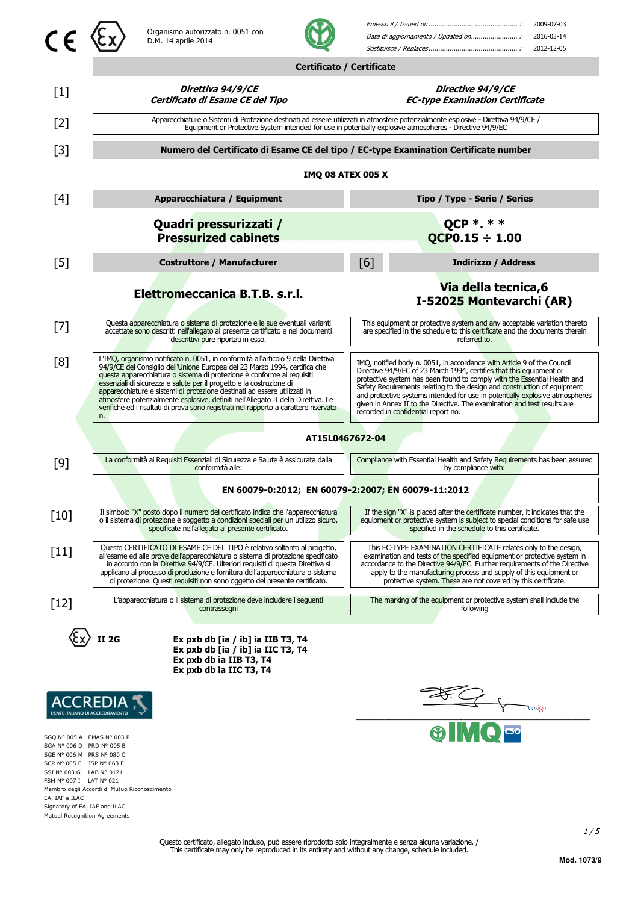CE Ex Organismo autorizzato n. 0051 con D.M. 14 aprile 2014

| | |
|---|---|
| *Emesso il / Issued on* | 2009-07-03 |
| *Data di aggiornamento / Updated on* | 2016-03-14 |
| *Sostituisce / Replaces* | 2012-12-05 |

## Certificato / Certificate

[1]

| ***Direttiva 94/9/CE*** ***Certificato di Esame CE del Tipo*** | ***Directive 94/9/CE*** ***EC-type Examination Certificate*** |
|---|---|

[2] Apparecchiature o Sistemi di Protezione destinati ad essere utilizzati in atmosfere potenzialmente esplosive - Direttiva 94/9/CE / Equipment or Protective System intended for use in potentially explosive atmospheres - Directive 94/9/EC

[3] **Numero del Certificato di Esame CE del tipo / EC-type Examination Certificate number**

**IMQ 08 ATEX 005 X**

[4]

| **Apparecchiatura / Equipment** | **Tipo / Type - Serie / Series** |
|---|---|
| **Quadri pressurizzati / Pressurized cabinets** | **QCP *. * *** **QCP0.15 ÷ 1.00** |

[5] / [6]

| **Costruttore / Manufacturer** | **Indirizzo / Address** |
|---|---|
| **Elettromeccanica B.T.B. s.r.l.** | **Via della tecnica,6** **I-52025 Montevarchi (AR)** |

[7]

| Questa apparecchiatura o sistema di protezione e le sue eventuali varianti accettate sono descritti nell'allegato al presente certificato e nei documenti descrittivi pure riportati in esso. | This equipment or protective system and any acceptable variation thereto are specified in the schedule to this certificate and the documents therein referred to. |
|---|---|

[8]

| L'IMQ, organismo notificato n. 0051, in conformità all'articolo 9 della Direttiva 94/9/CE del Consiglio dell'Unione Europea del 23 Marzo 1994, certifica che questa apparecchiatura o sistema di protezione è conforme ai requisiti essenziali di sicurezza e salute per il progetto e la costruzione di apparecchiature e sistemi di protezione destinati ad essere utilizzati in atmosfere potenzialmente esplosive, definiti nell'Allegato II della Direttiva. Le verifiche ed i risultati di prova sono registrati nel rapporto a carattere riservato n. | IMQ, notified body n. 0051, in accordance with Article 9 of the Council Directive 94/9/EC of 23 March 1994, certifies that this equipment or protective system has been found to comply with the Essential Health and Safety Requirements relating to the design and construction of equipment and protective systems intended for use in potentially explosive atmospheres given in Annex II to the Directive. The examination and test results are recorded in confidential report no. |
|---|---|

**AT15L0467672-04**

[9]

| La conformità ai Requisiti Essenziali di Sicurezza e Salute è assicurata dalla conformità alle: | Compliance with Essential Health and Safety Requirements has been assured by compliance with: |
|---|---|

**EN 60079-0:2012; EN 60079-2:2007; EN 60079-11:2012**

[10]

| Il simbolo "X" posto dopo il numero del certificato indica che l'apparecchiatura o il sistema di protezione è soggetto a condizioni speciali per un utilizzo sicuro, specificate nell'allegato al presente certificato. | If the sign "X" is placed after the certificate number, it indicates that the equipment or protective system is subject to special conditions for safe use specified in the schedule to this certificate. |
|---|---|

[11]

| Questo CERTIFICATO DI ESAME CE DEL TIPO è relativo soltanto al progetto, all'esame ed alle prove dell'apparecchiatura o sistema di protezione specificato in accordo con la Direttiva 94/9/CE. Ulteriori requisiti di questa Direttiva si applicano al processo di produzione e fornitura dell'apparecchiatura o sistema di protezione. Questi requisiti non sono oggetto del presente certificato. | This EC-TYPE EXAMINATION CERTIFICATE relates only to the design, examination and tests of the specified equipment or protective system in accordance to the Directive 94/9/EC. Further requirements of the Directive apply to the manufacturing process and supply of this equipment or protective system. These are not covered by this certificate. |
|---|---|

[12]

| L'apparecchiatura o il sistema di protezione deve includere i seguenti contrassegni | The marking of the equipment or protective system shall include the following |
|---|---|

Ex **II 2G**

**Ex pxb db [ia / ib] ia IIB T3, T4**
**Ex pxb db [ia / ib] ia IIC T3, T4**
**Ex pxb db ia IIB T3, T4**
**Ex pxb db ia IIC T3, T4**

ACCREDIA L'ENTE ITALIANO DI ACCREDITAMENTO

SGQ N° 005 A EMAS N° 003 P
SGA N° 006 D PRD N° 005 B
SGE N° 006 M PRS N° 080 C
SCR N° 005 F ISP N° 063 E
SSI N° 003 G LAB N° 0121
FSM N° 007 I LAT N° 021
Membro degli Accordi di Mutuo Riconoscimento EA, IAF e ILAC
Signatory of EA, IAF and ILAC Mutual Recognition Agreements

IMQ CSQ

Questo certificato, allegato incluso, può essere riprodotto solo integralmente e senza alcuna variazione. / This certificate may only be reproduced in its entirety and without any change, schedule included.

Mod. 1073/9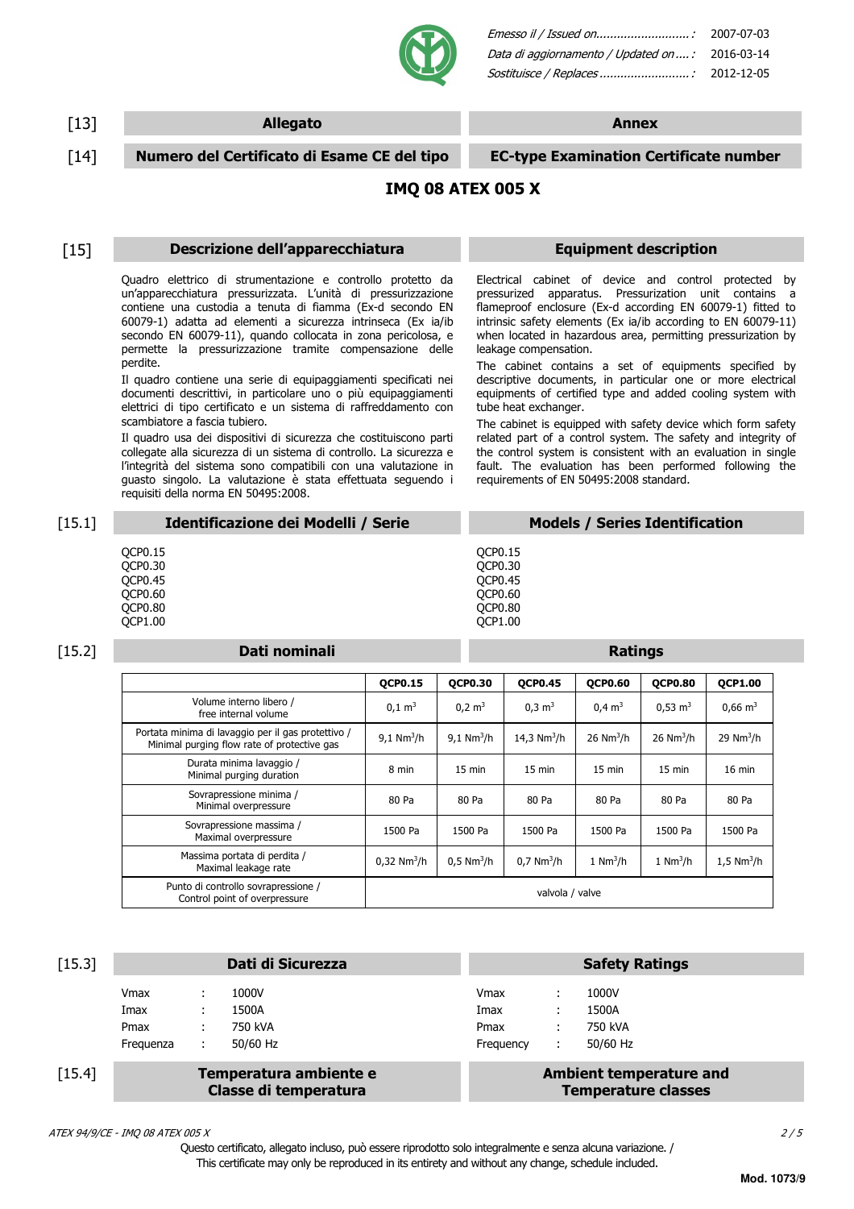Emesso il / Issued on: 2007-07-03
Data di aggiornamento / Updated on: 2016-03-14
Sostituisce / Replaces: 2012-12-05

## [13] Allegato / Annex

## [14] Numero del Certificato di Esame CE del tipo / EC-type Examination Certificate number

**IMQ 08 ATEX 005 X**

## [15] Descrizione dell'apparecchiatura / Equipment description

Quadro elettrico di strumentazione e controllo protetto da un'apparecchiatura pressurizzata. L'unità di pressurizzazione contiene una custodia a tenuta di fiamma (Ex-d secondo EN 60079-1) adatta ad elementi a sicurezza intrinseca (Ex ia/ib secondo EN 60079-11), quando collocata in zona pericolosa, e permette la pressurizzazione tramite compensazione delle perdite.

Il quadro contiene una serie di equipaggiamenti specificati nei documenti descrittivi, in particolare uno o più equipaggiamenti elettrici di tipo certificato e un sistema di raffreddamento con scambiatore a fascia tubiero.

Il quadro usa dei dispositivi di sicurezza che costituiscono parti collegate alla sicurezza di un sistema di controllo. La sicurezza e l'integrità del sistema sono compatibili con una valutazione in guasto singolo. La valutazione è stata effettuata seguendo i requisiti della norma EN 50495:2008.

Electrical cabinet of device and control protected by pressurized apparatus. Pressurization unit contains a flameproof enclosure (Ex-d according EN 60079-1) fitted to intrinsic safety elements (Ex ia/ib according to EN 60079-11) when located in hazardous area, permitting pressurization by leakage compensation.

The cabinet contains a set of equipments specified by descriptive documents, in particular one or more electrical equipments of certified type and added cooling system with tube heat exchanger.

The cabinet is equipped with safety device which form safety related part of a control system. The safety and integrity of the control system is consistent with an evaluation in single fault. The evaluation has been performed following the requirements of EN 50495:2008 standard.

## [15.1] Identificazione dei Modelli / Serie / Models / Series Identification

QCP0.15
QCP0.30
QCP0.45
QCP0.60
QCP0.80
QCP1.00

## [15.2] Dati nominali / Ratings

| | QCP0.15 | QCP0.30 | QCP0.45 | QCP0.60 | QCP0.80 | QCP1.00 |
|---|---|---|---|---|---|---|
| Volume interno libero / free internal volume | 0,1 $m^3$ | 0,2 $m^3$ | 0,3 $m^3$ | 0,4 $m^3$ | 0,53 $m^3$ | 0,66 $m^3$ |
| Portata minima di lavaggio per il gas protettivo / Minimal purging flow rate of protective gas | 9,1 $Nm^3/h$ | 9,1 $Nm^3/h$ | 14,3 $Nm^3/h$ | 26 $Nm^3/h$ | 26 $Nm^3/h$ | 29 $Nm^3/h$ |
| Durata minima lavaggio / Minimal purging duration | 8 min | 15 min | 15 min | 15 min | 15 min | 16 min |
| Sovrapressione minima / Minimal overpressure | 80 Pa | 80 Pa | 80 Pa | 80 Pa | 80 Pa | 80 Pa |
| Sovrapressione massima / Maximal overpressure | 1500 Pa | 1500 Pa | 1500 Pa | 1500 Pa | 1500 Pa | 1500 Pa |
| Massima portata di perdita / Maximal leakage rate | 0,32 $Nm^3/h$ | 0,5 $Nm^3/h$ | 0,7 $Nm^3/h$ | 1 $Nm^3/h$ | 1 $Nm^3/h$ | 1,5 $Nm^3/h$ |
| Punto di controllo sovrapressione / Control point of overpressure | valvola / valve | | | | | |

## [15.3] Dati di Sicurezza / Safety Ratings

| | | |
|---|---|---|
| Vmax | : | 1000V |
| Imax | : | 1500A |
| Pmax | : | 750 kVA |
| Frequenza / Frequency | : | 50/60 Hz |

## [15.4] Temperatura ambiente e Classe di temperatura / Ambient temperature and Temperature classes

ATEX 94/9/CE - IMQ 08 ATEX 005 X

Questo certificato, allegato incluso, può essere riprodotto solo integralmente e senza alcuna variazione. / This certificate may only be reproduced in its entirety and without any change, schedule included.

Mod. 1073/9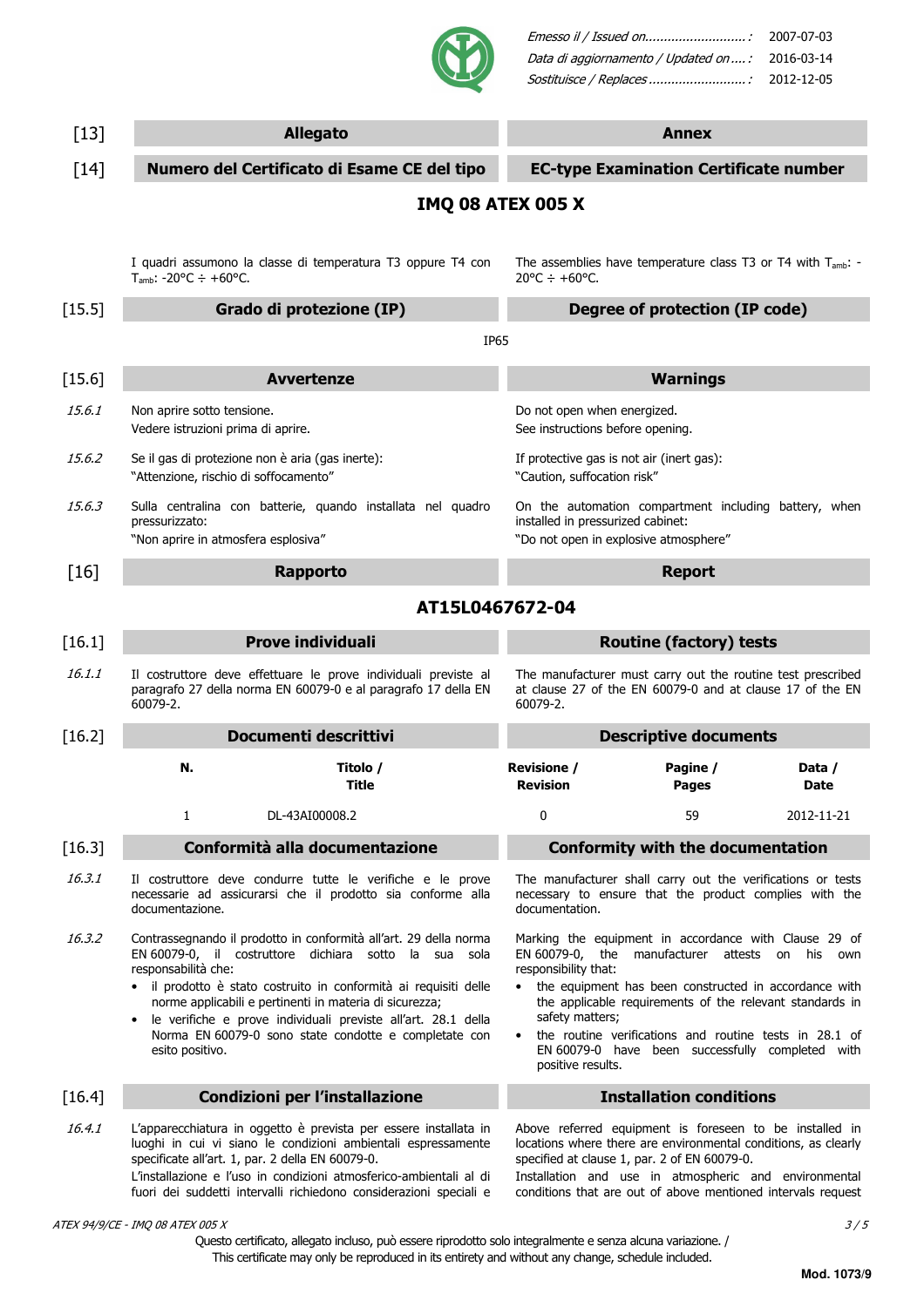| | |
|---|---|
| Emesso il / Issued on.......................... : | 2007-07-03 |
| Data di aggiornamento / Updated on .... : | 2016-03-14 |
| Sostituisce / Replaces ......................... : | 2012-12-05 |

| | Allegato | Annex |
|---|---|---|
| [13] | **Allegato** | **Annex** |
| [14] | **Numero del Certificato di Esame CE del tipo** | **EC-type Examination Certificate number** |

## IMQ 08 ATEX 005 X

I quadri assumono la classe di temperatura T3 oppure T4 con $T_{amb}$: -20°C ÷ +60°C.

The assemblies have temperature class T3 or T4 with $T_{amb}$: -20°C ÷ +60°C.

**[15.5] Grado di protezione (IP) / Degree of protection (IP code)**

IP65

**[15.6] Avvertenze / Warnings**

*15.6.1* Non aprire sotto tensione.
Vedere istruzioni prima di aprire.

Do not open when energized.
See instructions before opening.

*15.6.2* Se il gas di protezione non è aria (gas inerte):
“Attenzione, rischio di soffocamento”

If protective gas is not air (inert gas):
“Caution, suffocation risk”

*15.6.3* Sulla centralina con batterie, quando installata nel quadro pressurizzato:
“Non aprire in atmosfera esplosiva”

On the automation compartment including battery, when installed in pressurized cabinet:
“Do not open in explosive atmosphere”

**[16] Rapporto / Report**

## AT15L0467672-04

**[16.1] Prove individuali / Routine (factory) tests**

*16.1.1* Il costruttore deve effettuare le prove individuali previste al paragrafo 27 della norma EN 60079-0 e al paragrafo 17 della EN 60079-2.

The manufacturer must carry out the routine test prescribed at clause 27 of the EN 60079-0 and at clause 17 of the EN 60079-2.

**[16.2] Documenti descrittivi / Descriptive documents**

| N. | Titolo / Title | Revisione / Revision | Pagine / Pages | Data / Date |
|---|---|---|---|---|
| 1 | DL-43AI00008.2 | 0 | 59 | 2012-11-21 |

**[16.3] Conformità alla documentazione / Conformity with the documentation**

*16.3.1* Il costruttore deve condurre tutte le verifiche e le prove necessarie ad assicurarsi che il prodotto sia conforme alla documentazione.

The manufacturer shall carry out the verifications or tests necessary to ensure that the product complies with the documentation.

*16.3.2* Contrassegnando il prodotto in conformità all'art. 29 della norma EN 60079-0, il costruttore dichiara sotto la sua sola responsabilità che:

- il prodotto è stato costruito in conformità ai requisiti delle norme applicabili e pertinenti in materia di sicurezza;
- le verifiche e prove individuali previste all'art. 28.1 della Norma EN 60079-0 sono state condotte e completate con esito positivo.

Marking the equipment in accordance with Clause 29 of EN 60079-0, the manufacturer attests on his own responsibility that:

- the equipment has been constructed in accordance with the applicable requirements of the relevant standards in safety matters;
- the routine verifications and routine tests in 28.1 of EN 60079-0 have been successfully completed with positive results.

**[16.4] Condizioni per l'installazione / Installation conditions**

*16.4.1* L'apparecchiatura in oggetto è prevista per essere installata in luoghi in cui vi siano le condizioni ambientali espressamente specificate all'art. 1, par. 2 della EN 60079-0.
L'installazione e l'uso in condizioni atmosferico-ambientali al di fuori dei suddetti intervalli richiedono considerazioni speciali e

Above referred equipment is foreseen to be installed in locations where there are environmental conditions, as clearly specified at clause 1, par. 2 of EN 60079-0.
Installation and use in atmospheric and environmental conditions that are out of above mentioned intervals request

Questo certificato, allegato incluso, può essere riprodotto solo integralmente e senza alcuna variazione. /
This certificate may only be reproduced in its entirety and without any change, schedule included.

Mod. 1073/9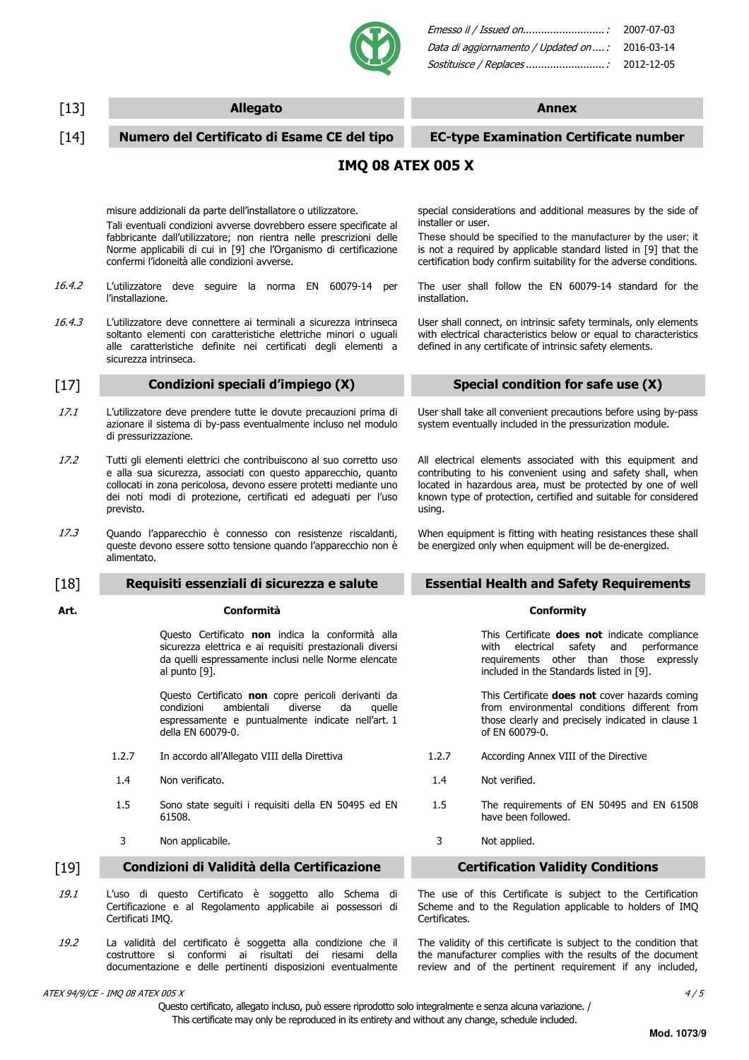Emesso il / Issued on: 2007-07-03
Data di aggiornamento / Updated on: 2016-03-14
Sostituisce / Replaces: 2012-12-05

| [13] | **Allegato** | **Annex** |
|---|---|---|
| [14] | **Numero del Certificato di Esame CE del tipo** | **EC-type Examination Certificate number** |

## IMQ 08 ATEX 005 X

misure addizionali da parte dell'installatore o utilizzatore.
Tali eventuali condizioni avverse dovrebbero essere specificate al fabbricante dall'utilizzatore; non rientra nelle prescrizioni delle Norme applicabili di cui in [9] che l'Organismo di certificazione confermi l'idoneità alle condizioni avverse.

special considerations and additional measures by the side of installer or user.
These should be specified to the manufacturer by the user; it is not a required by applicable standard listed in [9] that the certification body confirm suitability for the adverse conditions.

*16.4.2* L'utilizzatore deve seguire la norma EN 60079-14 per l'installazione.

The user shall follow the EN 60079-14 standard for the installation.

*16.4.3* L'utilizzatore deve connettere ai terminali a sicurezza intrinseca soltanto elementi con caratteristiche elettriche minori o uguali alle caratteristiche definite nei certificati degli elementi a sicurezza intrinseca.

User shall connect, on intrinsic safety terminals, only elements with electrical characteristics below or equal to characteristics defined in any certificate of intrinsic safety elements.

## [17] Condizioni speciali d'impiego (X) / Special condition for safe use (X)

*17.1* L'utilizzatore deve prendere tutte le dovute precauzioni prima di azionare il sistema di by-pass eventualmente incluso nel modulo di pressurizzazione.

User shall take all convenient precautions before using by-pass system eventually included in the pressurization module.

*17.2* Tutti gli elementi elettrici che contribuiscono al suo corretto uso e alla sua sicurezza, associati con questo apparecchio, quanto collocati in zona pericolosa, devono essere protetti mediante uno dei noti modi di protezione, certificati ed adeguati per l'uso previsto.

All electrical elements associated with this equipment and contributing to his convenient using and safety shall, when located in hazardous area, must be protected by one of well known type of protection, certified and suitable for considered using.

*17.3* Quando l'apparecchio è connesso con resistenze riscaldanti, queste devono essere sotto tensione quando l'apparecchio non è alimentato.

When equipment is fitting with heating resistances these shall be energized only when equipment will be de-energized.

## [18] Requisiti essenziali di sicurezza e salute / Essential Health and Safety Requirements

| Art. | Conformità | Conformity |
|---|---|---|
| | Questo Certificato **non** indica la conformità alla sicurezza elettrica e ai requisiti prestazionali diversi da quelli espressamente inclusi nelle Norme elencate al punto [9]. | This Certificate **does not** indicate compliance with electrical safety and performance requirements other than those expressly included in the Standards listed in [9]. |
| | Questo Certificato **non** copre pericoli derivanti da condizioni ambientali diverse da quelle espressamente e puntualmente indicate nell'art. 1 della EN 60079-0. | This Certificate **does not** cover hazards coming from environmental conditions different from those clearly and precisely indicated in clause 1 of EN 60079-0. |
| 1.2.7 | In accordo all'Allegato VIII della Direttiva | According Annex VIII of the Directive |
| 1.4 | Non verificato. | Not verified. |
| 1.5 | Sono stati seguiti i requisiti della EN 50495 ed EN 61508. | The requirements of EN 50495 and EN 61508 have been followed. |
| 3 | Non applicabile. | Not applied. |

## [19] Condizioni di Validità della Certificazione / Certification Validity Conditions

*19.1* L'uso di questo Certificato è soggetto allo Schema di Certificazione e al Regolamento applicabile ai possessori di Certificati IMQ.

The use of this Certificate is subject to the Certification Scheme and to the Regulation applicable to holders of IMQ Certificates.

*19.2* La validità del certificato è soggetta alla condizione che il costruttore si conformi ai risultati dei riesami della documentazione e delle pertinenti disposizioni eventualmente

The validity of this certificate is subject to the condition that the manufacturer complies with the results of the document review and of the pertinent requirement if any included,

Questo certificato, allegato incluso, può essere riprodotto solo integralmente e senza alcuna variazione. /
This certificate may only be reproduced in its entirety and without any change, schedule included.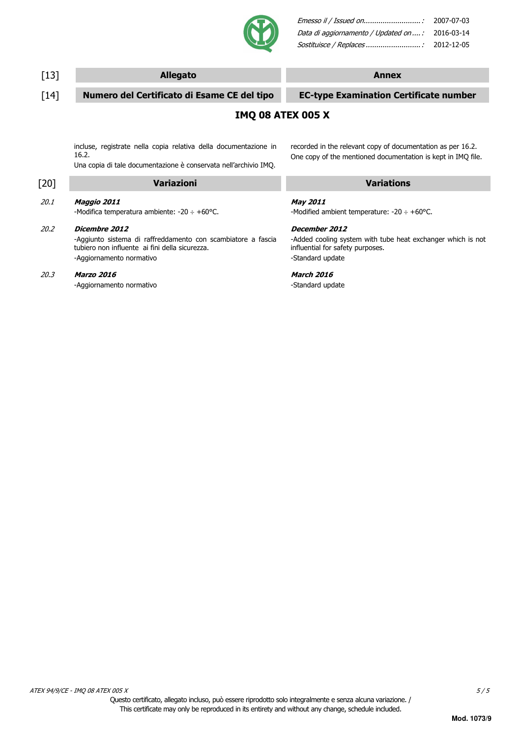| | |
|---|---|
| *Emesso il / Issued on.......................... :* | 2007-07-03 |
| *Data di aggiornamento / Updated on .... :* | 2016-03-14 |
| *Sostituisce / Replaces ......................... :* | 2012-12-05 |

| | Allegato | Annex |
|---|---|---|
| [13] | **Allegato** | **Annex** |
| [14] | **Numero del Certificato di Esame CE del tipo** | **EC-type Examination Certificate number** |

## IMQ 08 ATEX 005 X

incluse, registrate nella copia relativa della documentazione in 16.2.
Una copia di tale documentazione è conservata nell'archivio IMQ.

recorded in the relevant copy of documentation as per 16.2.
One copy of the mentioned documentation is kept in IMQ file.

| | Variazioni | Variations |
|---|---|---|
| [20] | **Variazioni** | **Variations** |
| *20.1* | ***Maggio 2011***<br>-Modifica temperatura ambiente: -20 ÷ +60°C. | ***May 2011***<br>-Modified ambient temperature: -20 ÷ +60°C. |
| *20.2* | ***Dicembre 2012***<br>-Aggiunto sistema di raffreddamento con scambiatore a fascia tubiero non influente ai fini della sicurezza.<br>-Aggiornamento normativo | ***December 2012***<br>-Added cooling system with tube heat exchanger which is not influential for safety purposes.<br>-Standard update |
| *20.3* | ***Marzo 2016***<br>-Aggiornamento normativo | ***March 2016***<br>-Standard update |

*ATEX 94/9/CE - IMQ 08 ATEX 005 X*

Questo certificato, allegato incluso, può essere riprodotto solo integralmente e senza alcuna variazione. /
This certificate may only be reproduced in its entirety and without any change, schedule included.

**Mod. 1073/9**